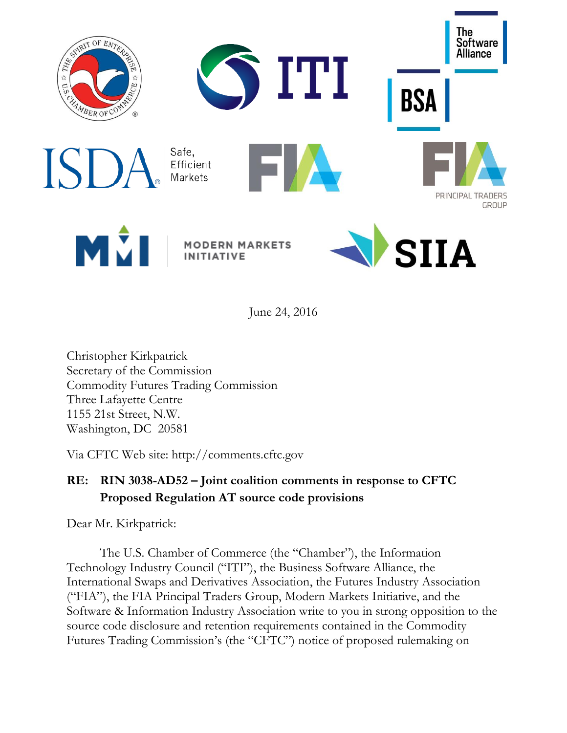June 24, 2016

Christopher Kirkpatrick
Secretary of the Commission
Commodity Futures Trading Commission
Three Lafayette Centre
1155 21st Street, N.W.
Washington, DC 20581

Via CFTC Web site: http://comments.cftc.gov

**RE: RIN 3038-AD52 – Joint coalition comments in response to CFTC Proposed Regulation AT source code provisions**

Dear Mr. Kirkpatrick:

The U.S. Chamber of Commerce (the "Chamber"), the Information Technology Industry Council ("ITI"), the Business Software Alliance, the International Swaps and Derivatives Association, the Futures Industry Association ("FIA"), the FIA Principal Traders Group, Modern Markets Initiative, and the Software & Information Industry Association write to you in strong opposition to the source code disclosure and retention requirements contained in the Commodity Futures Trading Commission's (the "CFTC") notice of proposed rulemaking on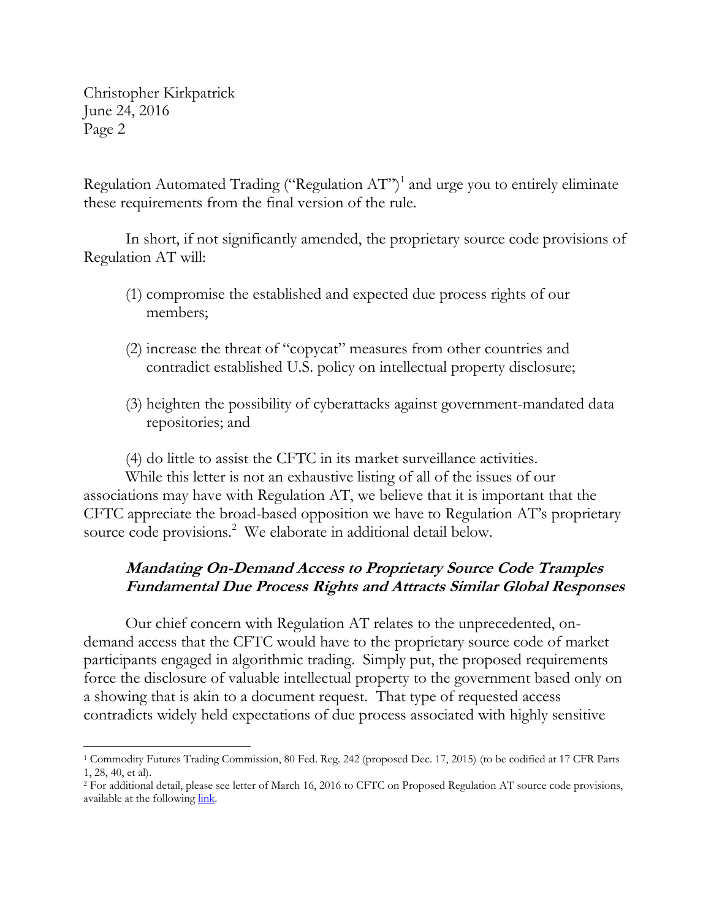Regulation Automated Trading ("Regulation AT")[1] and urge you to entirely eliminate these requirements from the final version of the rule.

In short, if not significantly amended, the proprietary source code provisions of Regulation AT will:

(1) compromise the established and expected due process rights of our members;

(2) increase the threat of "copycat" measures from other countries and contradict established U.S. policy on intellectual property disclosure;

(3) heighten the possibility of cyberattacks against government-mandated data repositories; and

(4) do little to assist the CFTC in its market surveillance activities.

While this letter is not an exhaustive listing of all of the issues of our associations may have with Regulation AT, we believe that it is important that the CFTC appreciate the broad-based opposition we have to Regulation AT's proprietary source code provisions.[2] We elaborate in additional detail below.

### ***Mandating On-Demand Access to Proprietary Source Code Tramples Fundamental Due Process Rights and Attracts Similar Global Responses***

Our chief concern with Regulation AT relates to the unprecedented, on-demand access that the CFTC would have to the proprietary source code of market participants engaged in algorithmic trading. Simply put, the proposed requirements force the disclosure of valuable intellectual property to the government based only on a showing that is akin to a document request. That type of requested access contradicts widely held expectations of due process associated with highly sensitive

---

[1] Commodity Futures Trading Commission, 80 Fed. Reg. 242 (proposed Dec. 17, 2015) (to be codified at 17 CFR Parts 1, 28, 40, et al).

[2] For additional detail, please see letter of March 16, 2016 to CFTC on Proposed Regulation AT source code provisions, available at the following link.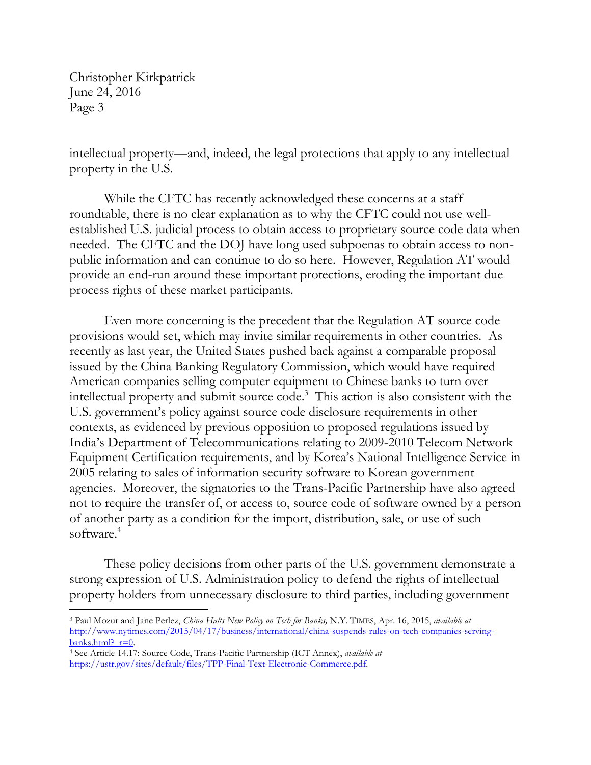intellectual property—and, indeed, the legal protections that apply to any intellectual property in the U.S.

While the CFTC has recently acknowledged these concerns at a staff roundtable, there is no clear explanation as to why the CFTC could not use well-established U.S. judicial process to obtain access to proprietary source code data when needed. The CFTC and the DOJ have long used subpoenas to obtain access to non-public information and can continue to do so here. However, Regulation AT would provide an end-run around these important protections, eroding the important due process rights of these market participants.

Even more concerning is the precedent that the Regulation AT source code provisions would set, which may invite similar requirements in other countries. As recently as last year, the United States pushed back against a comparable proposal issued by the China Banking Regulatory Commission, which would have required American companies selling computer equipment to Chinese banks to turn over intellectual property and submit source code.[3] This action is also consistent with the U.S. government's policy against source code disclosure requirements in other contexts, as evidenced by previous opposition to proposed regulations issued by India's Department of Telecommunications relating to 2009-2010 Telecom Network Equipment Certification requirements, and by Korea's National Intelligence Service in 2005 relating to sales of information security software to Korean government agencies. Moreover, the signatories to the Trans-Pacific Partnership have also agreed not to require the transfer of, or access to, source code of software owned by a person of another party as a condition for the import, distribution, sale, or use of such software.[4]

These policy decisions from other parts of the U.S. government demonstrate a strong expression of U.S. Administration policy to defend the rights of intellectual property holders from unnecessary disclosure to third parties, including government

---

[3] Paul Mozur and Jane Perlez, *China Halts New Policy on Tech for Banks,* N.Y. TIMES, Apr. 16, 2015, *available at* http://www.nytimes.com/2015/04/17/business/international/china-suspends-rules-on-tech-companies-serving-banks.html?_r=0.

[4] See Article 14.17: Source Code, Trans-Pacific Partnership (ICT Annex), *available at* https://ustr.gov/sites/default/files/TPP-Final-Text-Electronic-Commerce.pdf.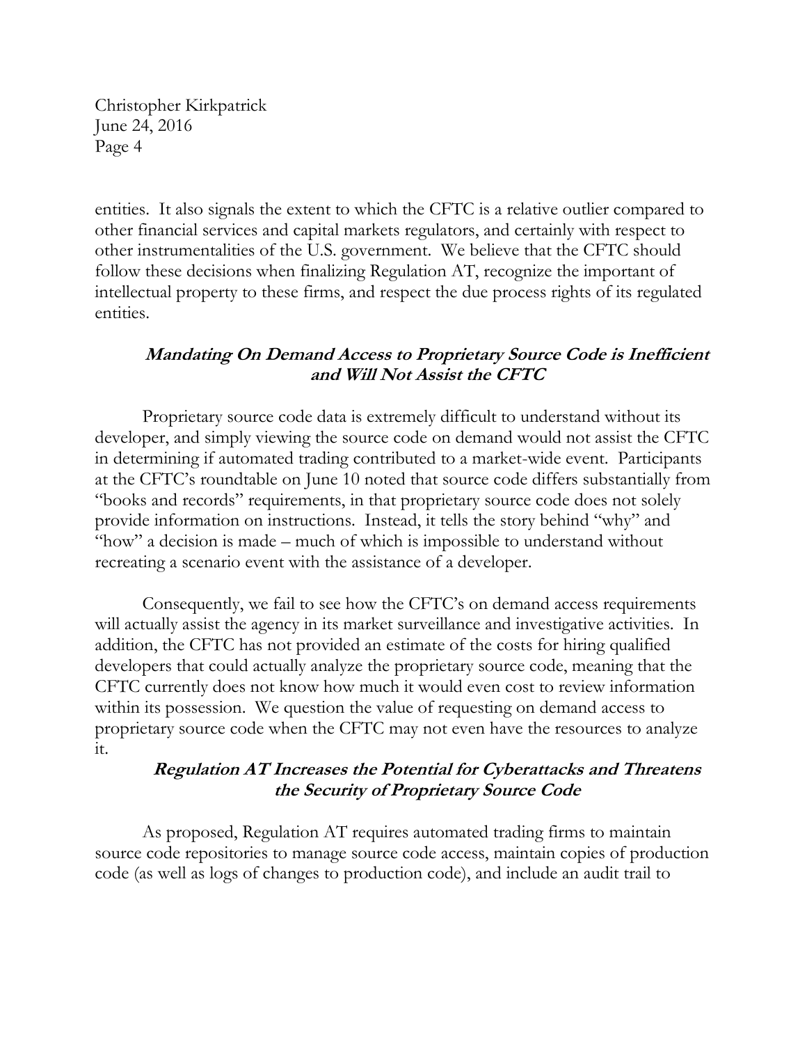entities. It also signals the extent to which the CFTC is a relative outlier compared to other financial services and capital markets regulators, and certainly with respect to other instrumentalities of the U.S. government. We believe that the CFTC should follow these decisions when finalizing Regulation AT, recognize the important of intellectual property to these firms, and respect the due process rights of its regulated entities.

### ***Mandating On Demand Access to Proprietary Source Code is Inefficient and Will Not Assist the CFTC***

Proprietary source code data is extremely difficult to understand without its developer, and simply viewing the source code on demand would not assist the CFTC in determining if automated trading contributed to a market-wide event. Participants at the CFTC's roundtable on June 10 noted that source code differs substantially from "books and records" requirements, in that proprietary source code does not solely provide information on instructions. Instead, it tells the story behind "why" and "how" a decision is made – much of which is impossible to understand without recreating a scenario event with the assistance of a developer.

Consequently, we fail to see how the CFTC's on demand access requirements will actually assist the agency in its market surveillance and investigative activities. In addition, the CFTC has not provided an estimate of the costs for hiring qualified developers that could actually analyze the proprietary source code, meaning that the CFTC currently does not know how much it would even cost to review information within its possession. We question the value of requesting on demand access to proprietary source code when the CFTC may not even have the resources to analyze it.

### ***Regulation AT Increases the Potential for Cyberattacks and Threatens the Security of Proprietary Source Code***

As proposed, Regulation AT requires automated trading firms to maintain source code repositories to manage source code access, maintain copies of production code (as well as logs of changes to production code), and include an audit trail to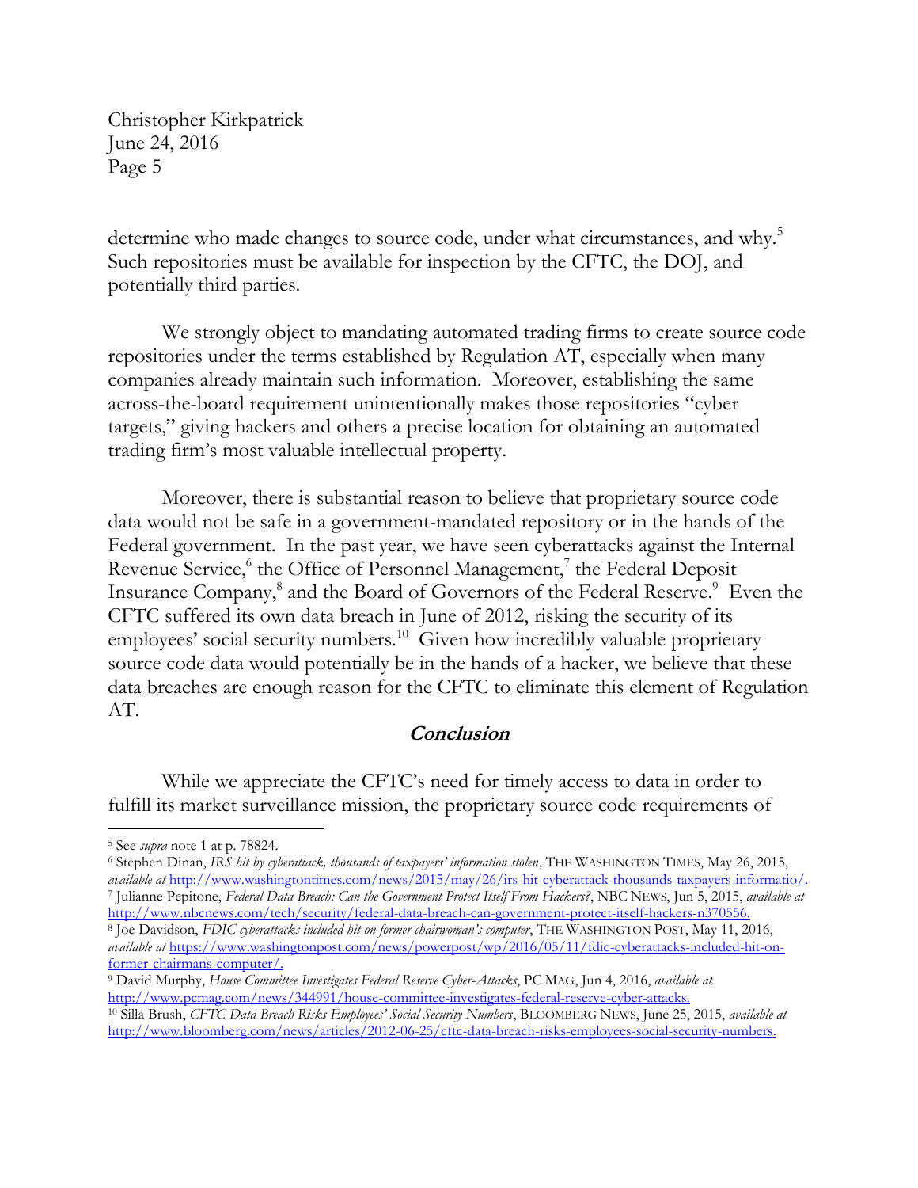determine who made changes to source code, under what circumstances, and why.[5] Such repositories must be available for inspection by the CFTC, the DOJ, and potentially third parties.

We strongly object to mandating automated trading firms to create source code repositories under the terms established by Regulation AT, especially when many companies already maintain such information. Moreover, establishing the same across-the-board requirement unintentionally makes those repositories "cyber targets," giving hackers and others a precise location for obtaining an automated trading firm's most valuable intellectual property.

Moreover, there is substantial reason to believe that proprietary source code data would not be safe in a government-mandated repository or in the hands of the Federal government. In the past year, we have seen cyberattacks against the Internal Revenue Service,[6] the Office of Personnel Management,[7] the Federal Deposit Insurance Company,[8] and the Board of Governors of the Federal Reserve.[9] Even the CFTC suffered its own data breach in June of 2012, risking the security of its employees' social security numbers.[10] Given how incredibly valuable proprietary source code data would potentially be in the hands of a hacker, we believe that these data breaches are enough reason for the CFTC to eliminate this element of Regulation AT.

## Conclusion

While we appreciate the CFTC's need for timely access to data in order to fulfill its market surveillance mission, the proprietary source code requirements of

---

[5] See *supra* note 1 at p. 78824.

[6] Stephen Dinan, *IRS hit by cyberattack, thousands of taxpayers' information stolen*, THE WASHINGTON TIMES, May 26, 2015, *available at* http://www.washingtontimes.com/news/2015/may/26/irs-hit-cyberattack-thousands-taxpayers-informatio/.

[7] Julianne Pepitone, *Federal Data Breach: Can the Government Protect Itself From Hackers?*, NBC NEWS, Jun 5, 2015, *available at* http://www.nbcnews.com/tech/security/federal-data-breach-can-government-protect-itself-hackers-n370556.

[8] Joe Davidson, *FDIC cyberattacks included hit on former chairwoman's computer*, THE WASHINGTON POST, May 11, 2016, *available at* https://www.washingtonpost.com/news/powerpost/wp/2016/05/11/fdic-cyberattacks-included-hit-on-former-chairmans-computer/.

[9] David Murphy, *House Committee Investigates Federal Reserve Cyber-Attacks*, PC MAG, Jun 4, 2016, *available at* http://www.pcmag.com/news/344991/house-committee-investigates-federal-reserve-cyber-attacks.

[10] Silla Brush, *CFTC Data Breach Risks Employees' Social Security Numbers*, BLOOMBERG NEWS, June 25, 2015, *available at* http://www.bloomberg.com/news/articles/2012-06-25/cftc-data-breach-risks-employees-social-security-numbers.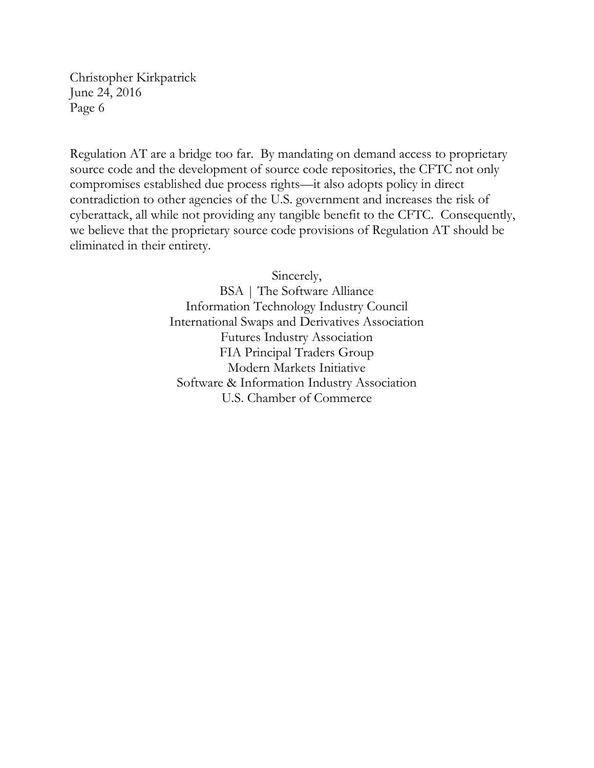Regulation AT are a bridge too far. By mandating on demand access to proprietary source code and the development of source code repositories, the CFTC not only compromises established due process rights—it also adopts policy in direct contradiction to other agencies of the U.S. government and increases the risk of cyberattack, all while not providing any tangible benefit to the CFTC. Consequently, we believe that the proprietary source code provisions of Regulation AT should be eliminated in their entirety.

Sincerely,
BSA | The Software Alliance
Information Technology Industry Council
International Swaps and Derivatives Association
Futures Industry Association
FIA Principal Traders Group
Modern Markets Initiative
Software & Information Industry Association
U.S. Chamber of Commerce